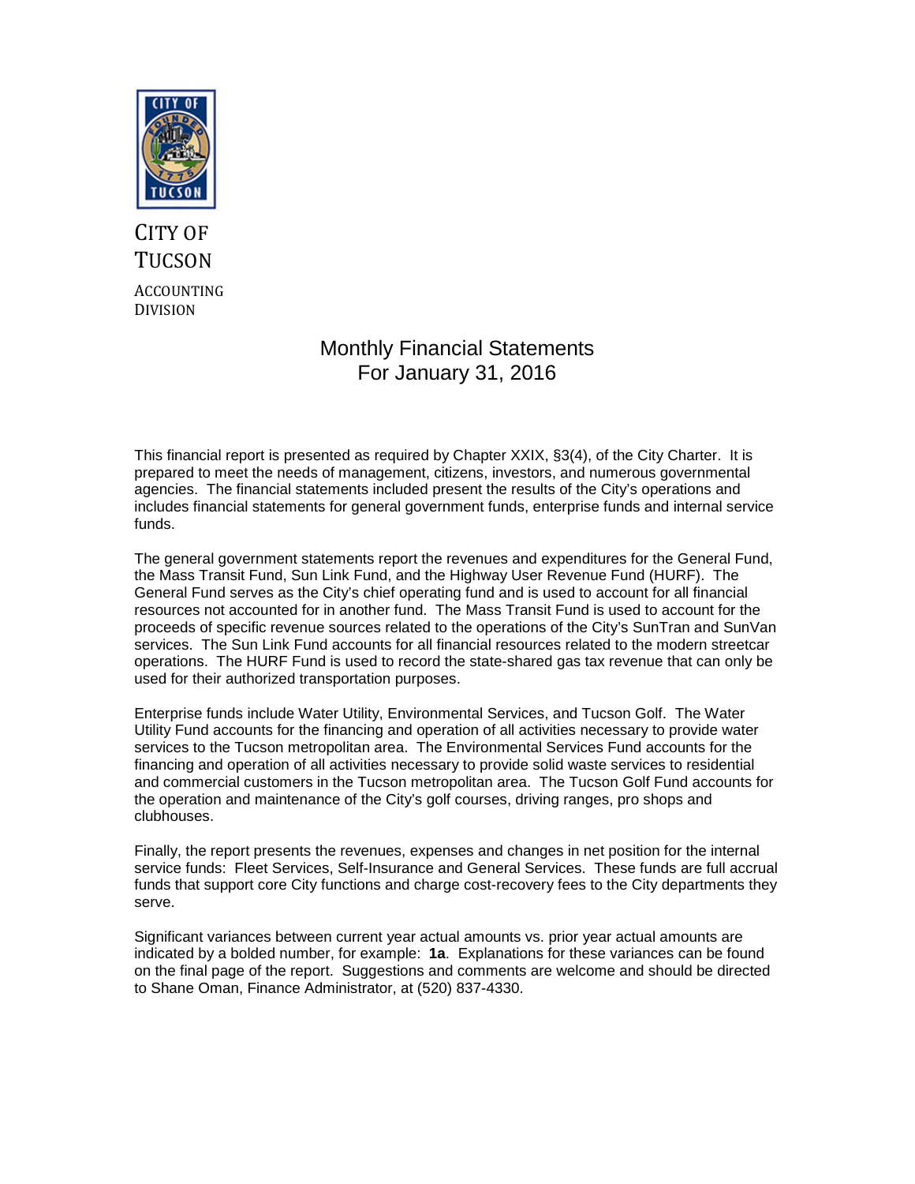CITY OF TUCSON

ACCOUNTING DIVISION

# Monthly Financial Statements
# For January 31, 2016

This financial report is presented as required by Chapter XXIX, §3(4), of the City Charter. It is prepared to meet the needs of management, citizens, investors, and numerous governmental agencies. The financial statements included present the results of the City's operations and includes financial statements for general government funds, enterprise funds and internal service funds.

The general government statements report the revenues and expenditures for the General Fund, the Mass Transit Fund, Sun Link Fund, and the Highway User Revenue Fund (HURF). The General Fund serves as the City's chief operating fund and is used to account for all financial resources not accounted for in another fund. The Mass Transit Fund is used to account for the proceeds of specific revenue sources related to the operations of the City's SunTran and SunVan services. The Sun Link Fund accounts for all financial resources related to the modern streetcar operations. The HURF Fund is used to record the state-shared gas tax revenue that can only be used for their authorized transportation purposes.

Enterprise funds include Water Utility, Environmental Services, and Tucson Golf. The Water Utility Fund accounts for the financing and operation of all activities necessary to provide water services to the Tucson metropolitan area. The Environmental Services Fund accounts for the financing and operation of all activities necessary to provide solid waste services to residential and commercial customers in the Tucson metropolitan area. The Tucson Golf Fund accounts for the operation and maintenance of the City's golf courses, driving ranges, pro shops and clubhouses.

Finally, the report presents the revenues, expenses and changes in net position for the internal service funds: Fleet Services, Self-Insurance and General Services. These funds are full accrual funds that support core City functions and charge cost-recovery fees to the City departments they serve.

Significant variances between current year actual amounts vs. prior year actual amounts are indicated by a bolded number, for example: **1a**. Explanations for these variances can be found on the final page of the report. Suggestions and comments are welcome and should be directed to Shane Oman, Finance Administrator, at (520) 837-4330.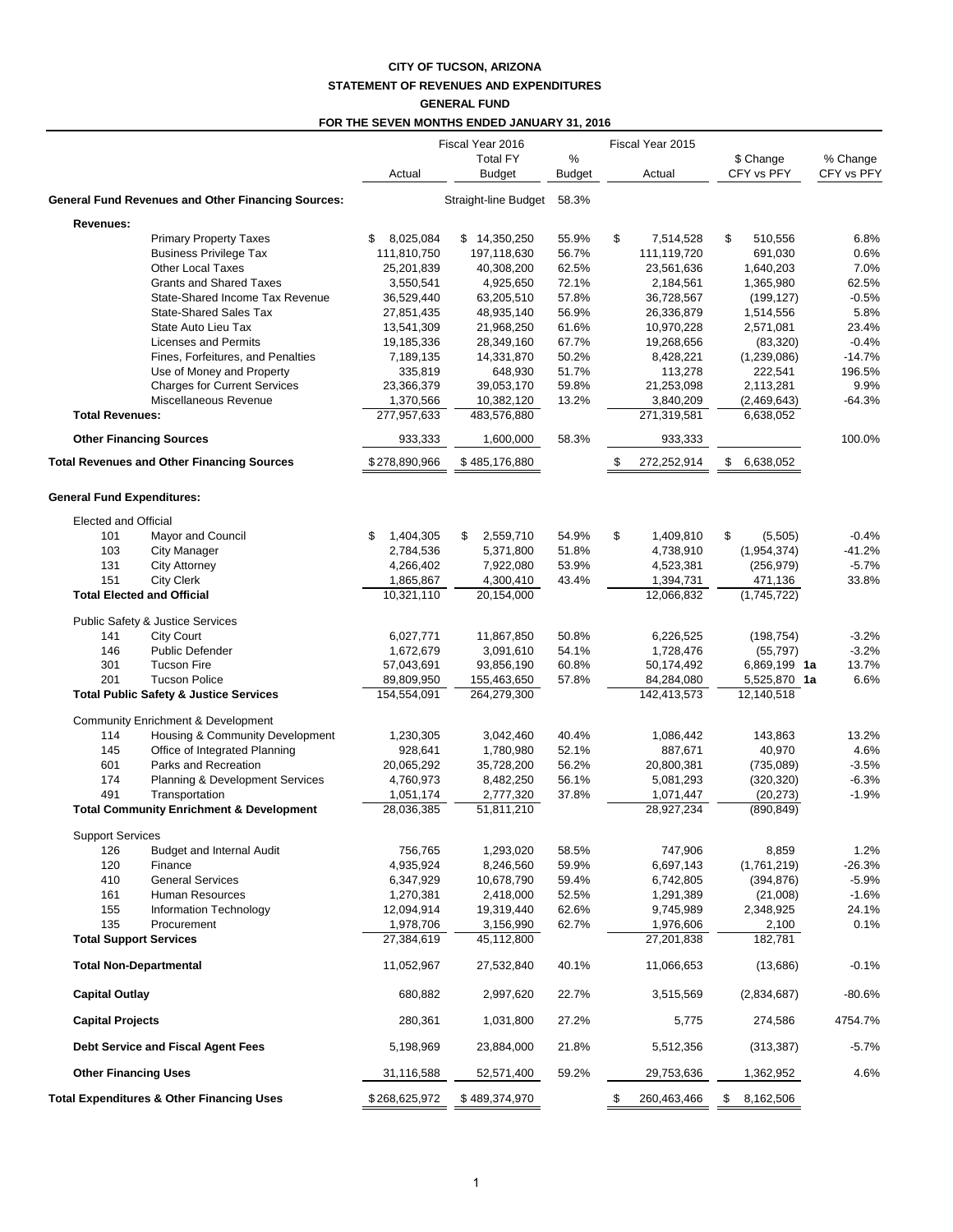**CITY OF TUCSON, ARIZONA**
**STATEMENT OF REVENUES AND EXPENDITURES**
**GENERAL FUND**
**FOR THE SEVEN MONTHS ENDED JANUARY 31, 2016**

| | | Fiscal Year 2016 | | | Fiscal Year 2015 | | |
|---|---|---|---|---|---|---|---|
| | | Actual | Total FY Budget | % Budget | Actual | $ Change CFY vs PFY | % Change CFY vs PFY |
| **General Fund Revenues and Other Financing Sources:** | | | Straight-line Budget | 58.3% | | | |
| **Revenues:** | | | | | | | |
| | Primary Property Taxes | $ 8,025,084 | $ 14,350,250 | 55.9% | $ 7,514,528 | $ 510,556 | 6.8% |
| | Business Privilege Tax | 111,810,750 | 197,118,630 | 56.7% | 111,119,720 | 691,030 | 0.6% |
| | Other Local Taxes | 25,201,839 | 40,308,200 | 62.5% | 23,561,636 | 1,640,203 | 7.0% |
| | Grants and Shared Taxes | 3,550,541 | 4,925,650 | 72.1% | 2,184,561 | 1,365,980 | 62.5% |
| | State-Shared Income Tax Revenue | 36,529,440 | 63,205,510 | 57.8% | 36,728,567 | (199,127) | -0.5% |
| | State-Shared Sales Tax | 27,851,435 | 48,935,140 | 56.9% | 26,336,879 | 1,514,556 | 5.8% |
| | State Auto Lieu Tax | 13,541,309 | 21,968,250 | 61.6% | 10,970,228 | 2,571,081 | 23.4% |
| | Licenses and Permits | 19,185,336 | 28,349,160 | 67.7% | 19,268,656 | (83,320) | -0.4% |
| | Fines, Forfeitures, and Penalties | 7,189,135 | 14,331,870 | 50.2% | 8,428,221 | (1,239,086) | -14.7% |
| | Use of Money and Property | 335,819 | 648,930 | 51.7% | 113,278 | 222,541 | 196.5% |
| | Charges for Current Services | 23,366,379 | 39,053,170 | 59.8% | 21,253,098 | 2,113,281 | 9.9% |
| | Miscellaneous Revenue | 1,370,566 | 10,382,120 | 13.2% | 3,840,209 | (2,469,643) | -64.3% |
| **Total Revenues:** | | 277,957,633 | 483,576,880 | | 271,319,581 | 6,638,052 | |
| **Other Financing Sources** | | 933,333 | 1,600,000 | 58.3% | 933,333 | | 100.0% |
| **Total Revenues and Other Financing Sources** | | $278,890,966 | $ 485,176,880 | | $ 272,252,914 | $ 6,638,052 | |
| **General Fund Expenditures:** | | | | | | | |
| Elected and Official | | | | | | | |
| 101 | Mayor and Council | $ 1,404,305 | $ 2,559,710 | 54.9% | $ 1,409,810 | $ (5,505) | -0.4% |
| 103 | City Manager | 2,784,536 | 5,371,800 | 51.8% | 4,738,910 | (1,954,374) | -41.2% |
| 131 | City Attorney | 4,266,402 | 7,922,080 | 53.9% | 4,523,381 | (256,979) | -5.7% |
| 151 | City Clerk | 1,865,867 | 4,300,410 | 43.4% | 1,394,731 | 471,136 | 33.8% |
| **Total Elected and Official** | | 10,321,110 | 20,154,000 | | 12,066,832 | (1,745,722) | |
| Public Safety & Justice Services | | | | | | | |
| 141 | City Court | 6,027,771 | 11,867,850 | 50.8% | 6,226,525 | (198,754) | -3.2% |
| 146 | Public Defender | 1,672,679 | 3,091,610 | 54.1% | 1,728,476 | (55,797) | -3.2% |
| 301 | Tucson Fire | 57,043,691 | 93,856,190 | 60.8% | 50,174,492 | 6,869,199 **1a** | 13.7% |
| 201 | Tucson Police | 89,809,950 | 155,463,650 | 57.8% | 84,284,080 | 5,525,870 **1a** | 6.6% |
| **Total Public Safety & Justice Services** | | 154,554,091 | 264,279,300 | | 142,413,573 | 12,140,518 | |
| Community Enrichment & Development | | | | | | | |
| 114 | Housing & Community Development | 1,230,305 | 3,042,460 | 40.4% | 1,086,442 | 143,863 | 13.2% |
| 145 | Office of Integrated Planning | 928,641 | 1,780,980 | 52.1% | 887,671 | 40,970 | 4.6% |
| 601 | Parks and Recreation | 20,065,292 | 35,728,200 | 56.2% | 20,800,381 | (735,089) | -3.5% |
| 174 | Planning & Development Services | 4,760,973 | 8,482,250 | 56.1% | 5,081,293 | (320,320) | -6.3% |
| 491 | Transportation | 1,051,174 | 2,777,320 | 37.8% | 1,071,447 | (20,273) | -1.9% |
| **Total Community Enrichment & Development** | | 28,036,385 | 51,811,210 | | 28,927,234 | (890,849) | |
| Support Services | | | | | | | |
| 126 | Budget and Internal Audit | 756,765 | 1,293,020 | 58.5% | 747,906 | 8,859 | 1.2% |
| 120 | Finance | 4,935,924 | 8,246,560 | 59.9% | 6,697,143 | (1,761,219) | -26.3% |
| 410 | General Services | 6,347,929 | 10,678,790 | 59.4% | 6,742,805 | (394,876) | -5.9% |
| 161 | Human Resources | 1,270,381 | 2,418,000 | 52.5% | 1,291,389 | (21,008) | -1.6% |
| 155 | Information Technology | 12,094,914 | 19,319,440 | 62.6% | 9,745,989 | 2,348,925 | 24.1% |
| 135 | Procurement | 1,978,706 | 3,156,990 | 62.7% | 1,976,606 | 2,100 | 0.1% |
| **Total Support Services** | | 27,384,619 | 45,112,800 | | 27,201,838 | 182,781 | |
| **Total Non-Departmental** | | 11,052,967 | 27,532,840 | 40.1% | 11,066,653 | (13,686) | -0.1% |
| **Capital Outlay** | | 680,882 | 2,997,620 | 22.7% | 3,515,569 | (2,834,687) | -80.6% |
| **Capital Projects** | | 280,361 | 1,031,800 | 27.2% | 5,775 | 274,586 | 4754.7% |
| **Debt Service and Fiscal Agent Fees** | | 5,198,969 | 23,884,000 | 21.8% | 5,512,356 | (313,387) | -5.7% |
| **Other Financing Uses** | | 31,116,588 | 52,571,400 | 59.2% | 29,753,636 | 1,362,952 | 4.6% |
| **Total Expenditures & Other Financing Uses** | | $268,625,972 | $ 489,374,970 | | $ 260,463,466 | $ 8,162,506 | |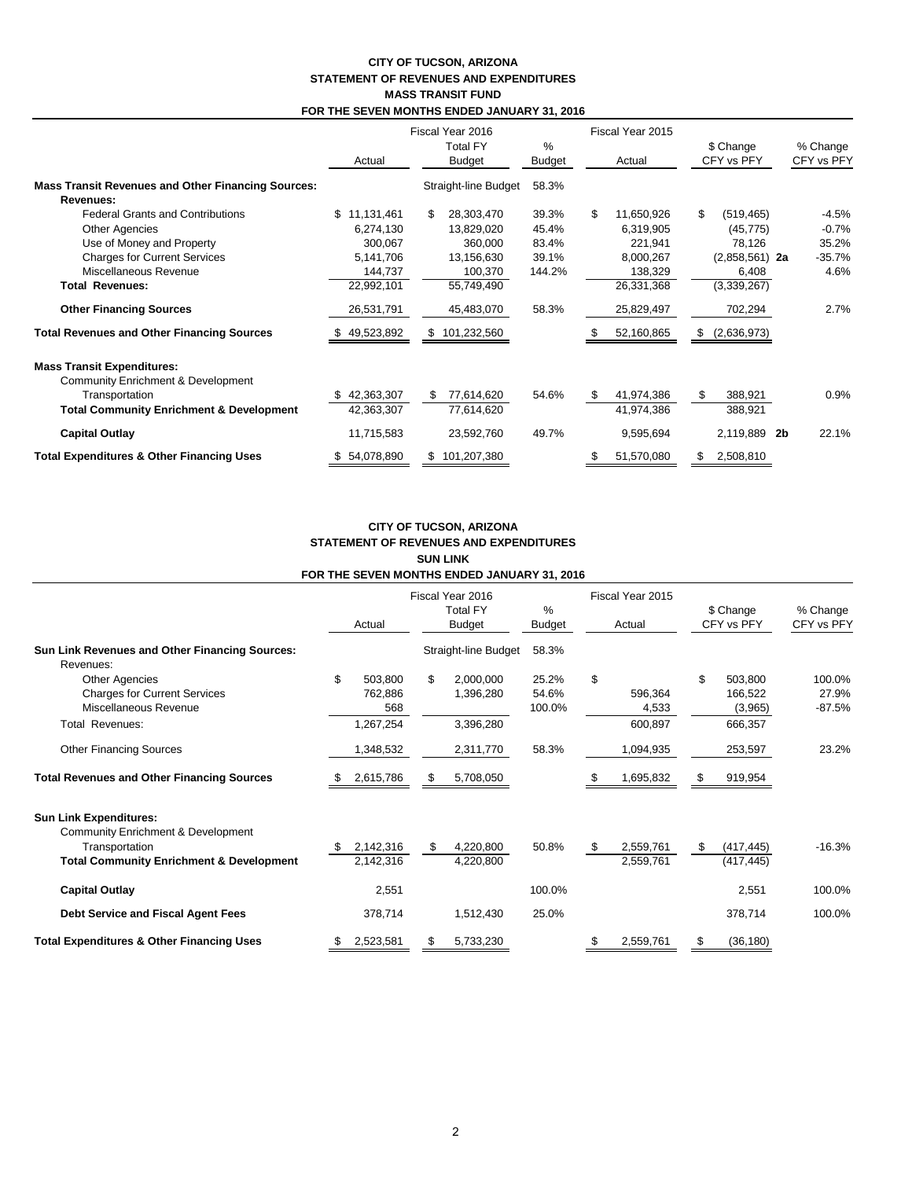## CITY OF TUCSON, ARIZONA
## STATEMENT OF REVENUES AND EXPENDITURES
## MASS TRANSIT FUND
## FOR THE SEVEN MONTHS ENDED JANUARY 31, 2016

| | Fiscal Year 2016 | | | Fiscal Year 2015 | | |
|---|---|---|---|---|---|---|
| | Actual | Total FY Budget | % Budget | Actual | $ Change CFY vs PFY | % Change CFY vs PFY |
| **Mass Transit Revenues and Other Financing Sources:** | | Straight-line Budget | 58.3% | | | |
| **Revenues:** | | | | | | |
| Federal Grants and Contributions | $ 11,131,461 | $ 28,303,470 | 39.3% | $ 11,650,926 | $ (519,465) | -4.5% |
| Other Agencies | 6,274,130 | 13,829,020 | 45.4% | 6,319,905 | (45,775) | -0.7% |
| Use of Money and Property | 300,067 | 360,000 | 83.4% | 221,941 | 78,126 | 35.2% |
| Charges for Current Services | 5,141,706 | 13,156,630 | 39.1% | 8,000,267 | (2,858,561) 2a | -35.7% |
| Miscellaneous Revenue | 144,737 | 100,370 | 144.2% | 138,329 | 6,408 | 4.6% |
| **Total Revenues:** | 22,992,101 | 55,749,490 | | 26,331,368 | (3,339,267) | |
| **Other Financing Sources** | 26,531,791 | 45,483,070 | 58.3% | 25,829,497 | 702,294 | 2.7% |
| **Total Revenues and Other Financing Sources** | $ 49,523,892 | $ 101,232,560 | | $ 52,160,865 | $ (2,636,973) | |
| **Mass Transit Expenditures:** | | | | | | |
| Community Enrichment & Development | | | | | | |
| Transportation | $ 42,363,307 | $ 77,614,620 | 54.6% | $ 41,974,386 | $ 388,921 | 0.9% |
| **Total Community Enrichment & Development** | 42,363,307 | 77,614,620 | | 41,974,386 | 388,921 | |
| **Capital Outlay** | 11,715,583 | 23,592,760 | 49.7% | 9,595,694 | 2,119,889 2b | 22.1% |
| **Total Expenditures & Other Financing Uses** | $ 54,078,890 | $ 101,207,380 | | $ 51,570,080 | $ 2,508,810 | |

## CITY OF TUCSON, ARIZONA
## STATEMENT OF REVENUES AND EXPENDITURES
## SUN LINK
## FOR THE SEVEN MONTHS ENDED JANUARY 31, 2016

| | Fiscal Year 2016 | | | Fiscal Year 2015 | | |
|---|---|---|---|---|---|---|
| | Actual | Total FY Budget | % Budget | Actual | $ Change CFY vs PFY | % Change CFY vs PFY |
| **Sun Link Revenues and Other Financing Sources:** | | Straight-line Budget | 58.3% | | | |
| Revenues: | | | | | | |
| Other Agencies | $ 503,800 | $ 2,000,000 | 25.2% | $ | $ 503,800 | 100.0% |
| Charges for Current Services | 762,886 | 1,396,280 | 54.6% | 596,364 | 166,522 | 27.9% |
| Miscellaneous Revenue | 568 | | 100.0% | 4,533 | (3,965) | -87.5% |
| Total Revenues: | 1,267,254 | 3,396,280 | | 600,897 | 666,357 | |
| Other Financing Sources | 1,348,532 | 2,311,770 | 58.3% | 1,094,935 | 253,597 | 23.2% |
| **Total Revenues and Other Financing Sources** | $ 2,615,786 | $ 5,708,050 | | $ 1,695,832 | $ 919,954 | |
| **Sun Link Expenditures:** | | | | | | |
| Community Enrichment & Development | | | | | | |
| Transportation | $ 2,142,316 | $ 4,220,800 | 50.8% | $ 2,559,761 | $ (417,445) | -16.3% |
| **Total Community Enrichment & Development** | 2,142,316 | 4,220,800 | | 2,559,761 | (417,445) | |
| **Capital Outlay** | 2,551 | | 100.0% | | 2,551 | 100.0% |
| **Debt Service and Fiscal Agent Fees** | 378,714 | 1,512,430 | 25.0% | | 378,714 | 100.0% |
| **Total Expenditures & Other Financing Uses** | $ 2,523,581 | $ 5,733,230 | | $ 2,559,761 | $ (36,180) | |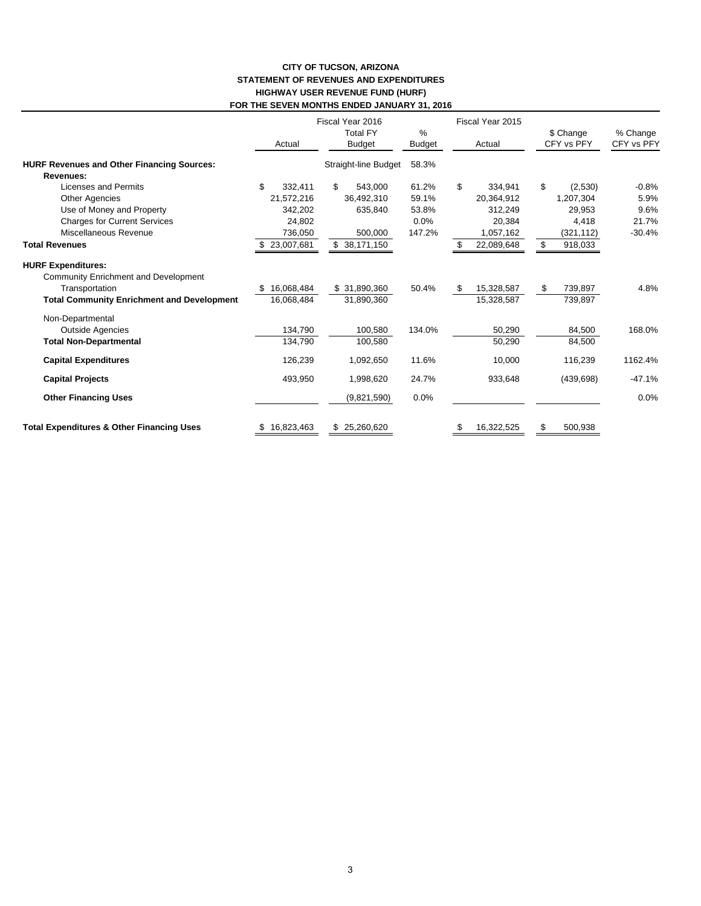**CITY OF TUCSON, ARIZONA**
**STATEMENT OF REVENUES AND EXPENDITURES**
**HIGHWAY USER REVENUE FUND (HURF)**
**FOR THE SEVEN MONTHS ENDED JANUARY 31, 2016**

| | Fiscal Year 2016 Actual | Fiscal Year 2016 Total FY Budget | % Budget | Fiscal Year 2015 Actual | $ Change CFY vs PFY | % Change CFY vs PFY |
|---|---|---|---|---|---|---|
| **HURF Revenues and Other Financing Sources:** | | Straight-line Budget | 58.3% | | | |
| **Revenues:** | | | | | | |
| Licenses and Permits | $ 332,411 | $ 543,000 | 61.2% | $ 334,941 | $ (2,530) | -0.8% |
| Other Agencies | 21,572,216 | 36,492,310 | 59.1% | 20,364,912 | 1,207,304 | 5.9% |
| Use of Money and Property | 342,202 | 635,840 | 53.8% | 312,249 | 29,953 | 9.6% |
| Charges for Current Services | 24,802 | | 0.0% | 20,384 | 4,418 | 21.7% |
| Miscellaneous Revenue | 736,050 | 500,000 | 147.2% | 1,057,162 | (321,112) | -30.4% |
| **Total Revenues** | $ 23,007,681 | $ 38,171,150 | | $ 22,089,648 | $ 918,033 | |
| **HURF Expenditures:** | | | | | | |
| Community Enrichment and Development | | | | | | |
| Transportation | $ 16,068,484 | $ 31,890,360 | 50.4% | $ 15,328,587 | $ 739,897 | 4.8% |
| **Total Community Enrichment and Development** | 16,068,484 | 31,890,360 | | 15,328,587 | 739,897 | |
| Non-Departmental | | | | | | |
| Outside Agencies | 134,790 | 100,580 | 134.0% | 50,290 | 84,500 | 168.0% |
| **Total Non-Departmental** | 134,790 | 100,580 | | 50,290 | 84,500 | |
| **Capital Expenditures** | 126,239 | 1,092,650 | 11.6% | 10,000 | 116,239 | 1162.4% |
| **Capital Projects** | 493,950 | 1,998,620 | 24.7% | 933,648 | (439,698) | -47.1% |
| **Other Financing Uses** | | (9,821,590) | 0.0% | | | 0.0% |
| **Total Expenditures & Other Financing Uses** | $ 16,823,463 | $ 25,260,620 | | $ 16,322,525 | $ 500,938 | |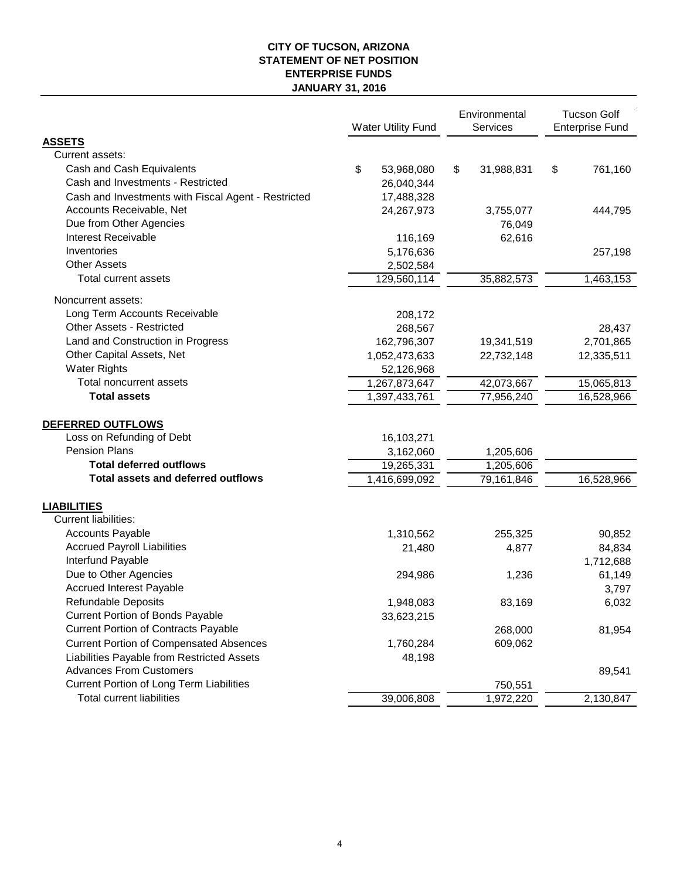# CITY OF TUCSON, ARIZONA
## STATEMENT OF NET POSITION
## ENTERPRISE FUNDS
## JANUARY 31, 2016

| | Water Utility Fund | Environmental Services | Tucson Golf Enterprise Fund |
|---|---|---|---|
| **ASSETS** | | | |
| Current assets: | | | |
| Cash and Cash Equivalents | $ 53,968,080 | $ 31,988,831 | $ 761,160 |
| Cash and Investments - Restricted | 26,040,344 | | |
| Cash and Investments with Fiscal Agent - Restricted | 17,488,328 | | |
| Accounts Receivable, Net | 24,267,973 | 3,755,077 | 444,795 |
| Due from Other Agencies | | 76,049 | |
| Interest Receivable | 116,169 | 62,616 | |
| Inventories | 5,176,636 | | 257,198 |
| Other Assets | 2,502,584 | | |
| Total current assets | 129,560,114 | 35,882,573 | 1,463,153 |
| Noncurrent assets: | | | |
| Long Term Accounts Receivable | 208,172 | | |
| Other Assets - Restricted | 268,567 | | 28,437 |
| Land and Construction in Progress | 162,796,307 | 19,341,519 | 2,701,865 |
| Other Capital Assets, Net | 1,052,473,633 | 22,732,148 | 12,335,511 |
| Water Rights | 52,126,968 | | |
| Total noncurrent assets | 1,267,873,647 | 42,073,667 | 15,065,813 |
| **Total assets** | 1,397,433,761 | 77,956,240 | 16,528,966 |
| **DEFERRED OUTFLOWS** | | | |
| Loss on Refunding of Debt | 16,103,271 | | |
| Pension Plans | 3,162,060 | 1,205,606 | |
| **Total deferred outflows** | 19,265,331 | 1,205,606 | |
| **Total assets and deferred outflows** | 1,416,699,092 | 79,161,846 | 16,528,966 |
| **LIABILITIES** | | | |
| Current liabilities: | | | |
| Accounts Payable | 1,310,562 | 255,325 | 90,852 |
| Accrued Payroll Liabilities | 21,480 | 4,877 | 84,834 |
| Interfund Payable | | | 1,712,688 |
| Due to Other Agencies | 294,986 | 1,236 | 61,149 |
| Accrued Interest Payable | | | 3,797 |
| Refundable Deposits | 1,948,083 | 83,169 | 6,032 |
| Current Portion of Bonds Payable | 33,623,215 | | |
| Current Portion of Contracts Payable | | 268,000 | 81,954 |
| Current Portion of Compensated Absences | 1,760,284 | 609,062 | |
| Liabilities Payable from Restricted Assets | 48,198 | | |
| Advances From Customers | | | 89,541 |
| Current Portion of Long Term Liabilities | | 750,551 | |
| Total current liabilities | 39,006,808 | 1,972,220 | 2,130,847 |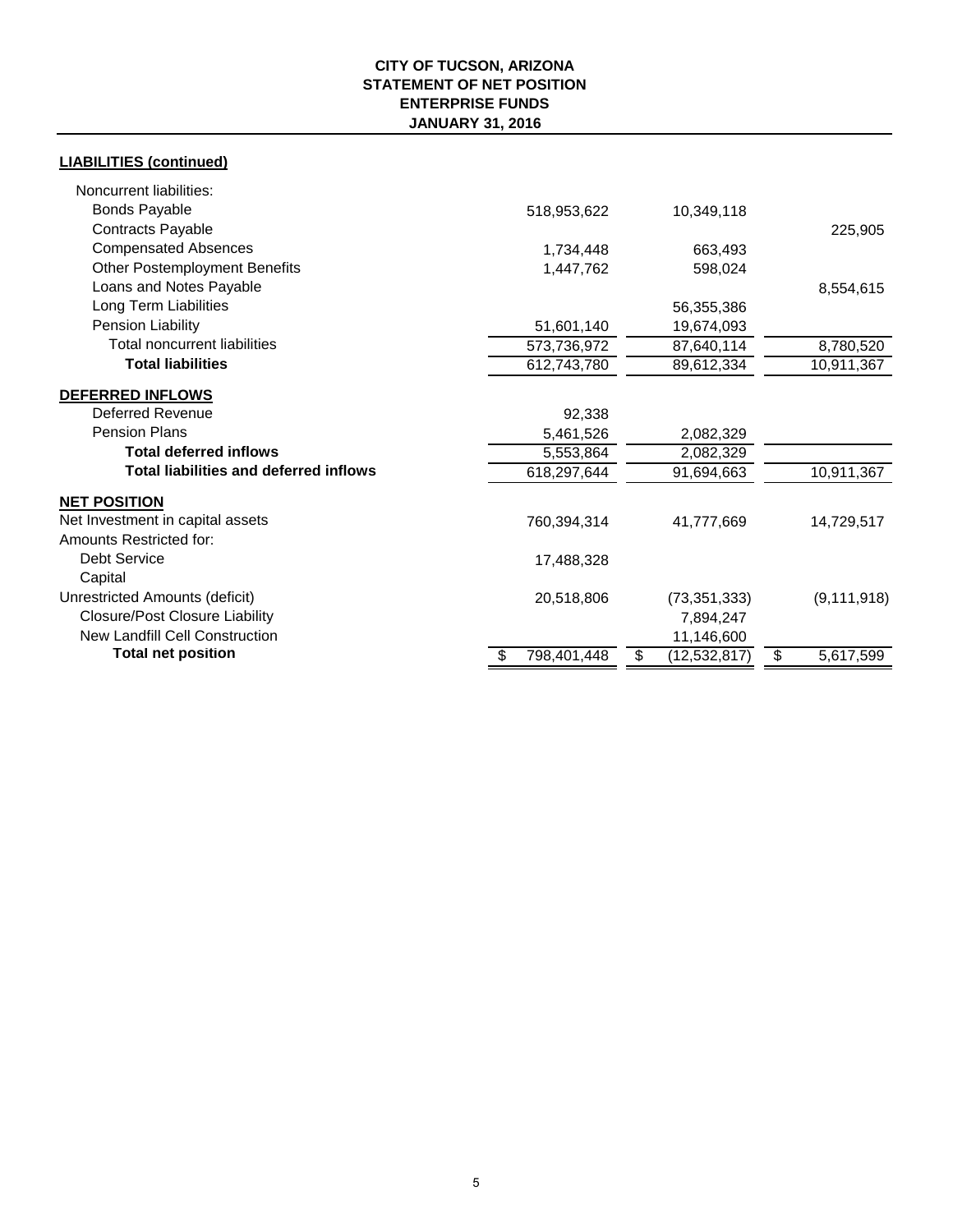**CITY OF TUCSON, ARIZONA**
**STATEMENT OF NET POSITION**
**ENTERPRISE FUNDS**
**JANUARY 31, 2016**

**LIABILITIES (continued)**

| | | | |
|---|---|---|---|
| Noncurrent liabilities: | | | |
| Bonds Payable | 518,953,622 | 10,349,118 | |
| Contracts Payable | | | 225,905 |
| Compensated Absences | 1,734,448 | 663,493 | |
| Other Postemployment Benefits | 1,447,762 | 598,024 | |
| Loans and Notes Payable | | | 8,554,615 |
| Long Term Liabilities | | 56,355,386 | |
| Pension Liability | 51,601,140 | 19,674,093 | |
| Total noncurrent liabilities | 573,736,972 | 87,640,114 | 8,780,520 |
| **Total liabilities** | 612,743,780 | 89,612,334 | 10,911,367 |
| **DEFERRED INFLOWS** | | | |
| Deferred Revenue | 92,338 | | |
| Pension Plans | 5,461,526 | 2,082,329 | |
| **Total deferred inflows** | 5,553,864 | 2,082,329 | |
| **Total liabilities and deferred inflows** | 618,297,644 | 91,694,663 | 10,911,367 |
| **NET POSITION** | | | |
| Net Investment in capital assets | 760,394,314 | 41,777,669 | 14,729,517 |
| Amounts Restricted for: | | | |
| Debt Service | 17,488,328 | | |
| Capital | | | |
| Unrestricted Amounts (deficit) | 20,518,806 | (73,351,333) | (9,111,918) |
| Closure/Post Closure Liability | | 7,894,247 | |
| New Landfill Cell Construction | | 11,146,600 | |
| **Total net position** | $ 798,401,448 | $ (12,532,817) | $ 5,617,599 |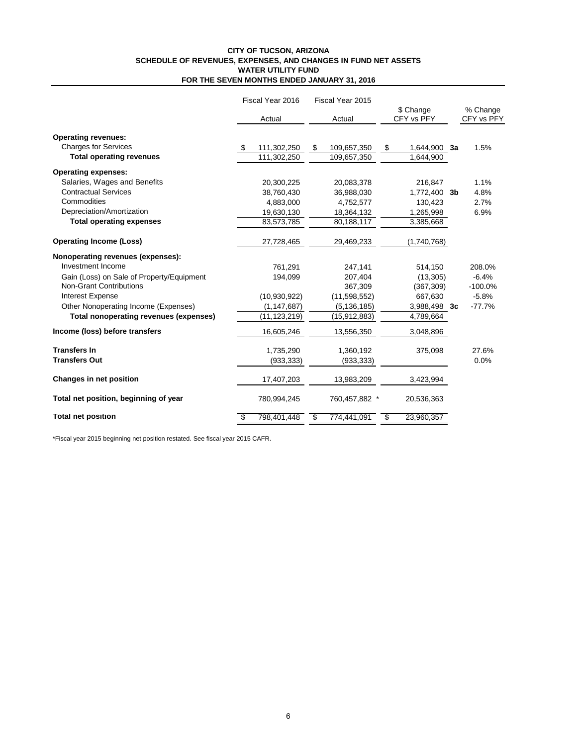**CITY OF TUCSON, ARIZONA**
**SCHEDULE OF REVENUES, EXPENSES, AND CHANGES IN FUND NET ASSETS**
**WATER UTILITY FUND**
**FOR THE SEVEN MONTHS ENDED JANUARY 31, 2016**

| | Fiscal Year 2016 Actual | Fiscal Year 2015 Actual | $ Change CFY vs PFY | | % Change CFY vs PFY |
|---|---|---|---|---|---|
| **Operating revenues:** | | | | | |
| Charges for Services | $ 111,302,250 | $ 109,657,350 | $ 1,644,900 | **3a** | 1.5% |
| **Total operating revenues** | 111,302,250 | 109,657,350 | 1,644,900 | | |
| **Operating expenses:** | | | | | |
| Salaries, Wages and Benefits | 20,300,225 | 20,083,378 | 216,847 | | 1.1% |
| Contractual Services | 38,760,430 | 36,988,030 | 1,772,400 | **3b** | 4.8% |
| Commodities | 4,883,000 | 4,752,577 | 130,423 | | 2.7% |
| Depreciation/Amortization | 19,630,130 | 18,364,132 | 1,265,998 | | 6.9% |
| **Total operating expenses** | 83,573,785 | 80,188,117 | 3,385,668 | | |
| **Operating Income (Loss)** | 27,728,465 | 29,469,233 | (1,740,768) | | |
| **Nonoperating revenues (expenses):** | | | | | |
| Investment Income | 761,291 | 247,141 | 514,150 | | 208.0% |
| Gain (Loss) on Sale of Property/Equipment | 194,099 | 207,404 | (13,305) | | -6.4% |
| Non-Grant Contributions | | 367,309 | (367,309) | | -100.0% |
| Interest Expense | (10,930,922) | (11,598,552) | 667,630 | | -5.8% |
| Other Nonoperating Income (Expenses) | (1,147,687) | (5,136,185) | 3,988,498 | **3c** | -77.7% |
| **Total nonoperating revenues (expenses)** | (11,123,219) | (15,912,883) | 4,789,664 | | |
| **Income (loss) before transfers** | 16,605,246 | 13,556,350 | 3,048,896 | | |
| **Transfers In** | 1,735,290 | 1,360,192 | 375,098 | | 27.6% |
| **Transfers Out** | (933,333) | (933,333) | | | 0.0% |
| **Changes in net position** | 17,407,203 | 13,983,209 | 3,423,994 | | |
| **Total net position, beginning of year** | 780,994,245 | 760,457,882 * | 20,536,363 | | |
| **Total net position** | $ 798,401,448 | $ 774,441,091 | $ 23,960,357 | | |

*Fiscal year 2015 beginning net position restated. See fiscal year 2015 CAFR.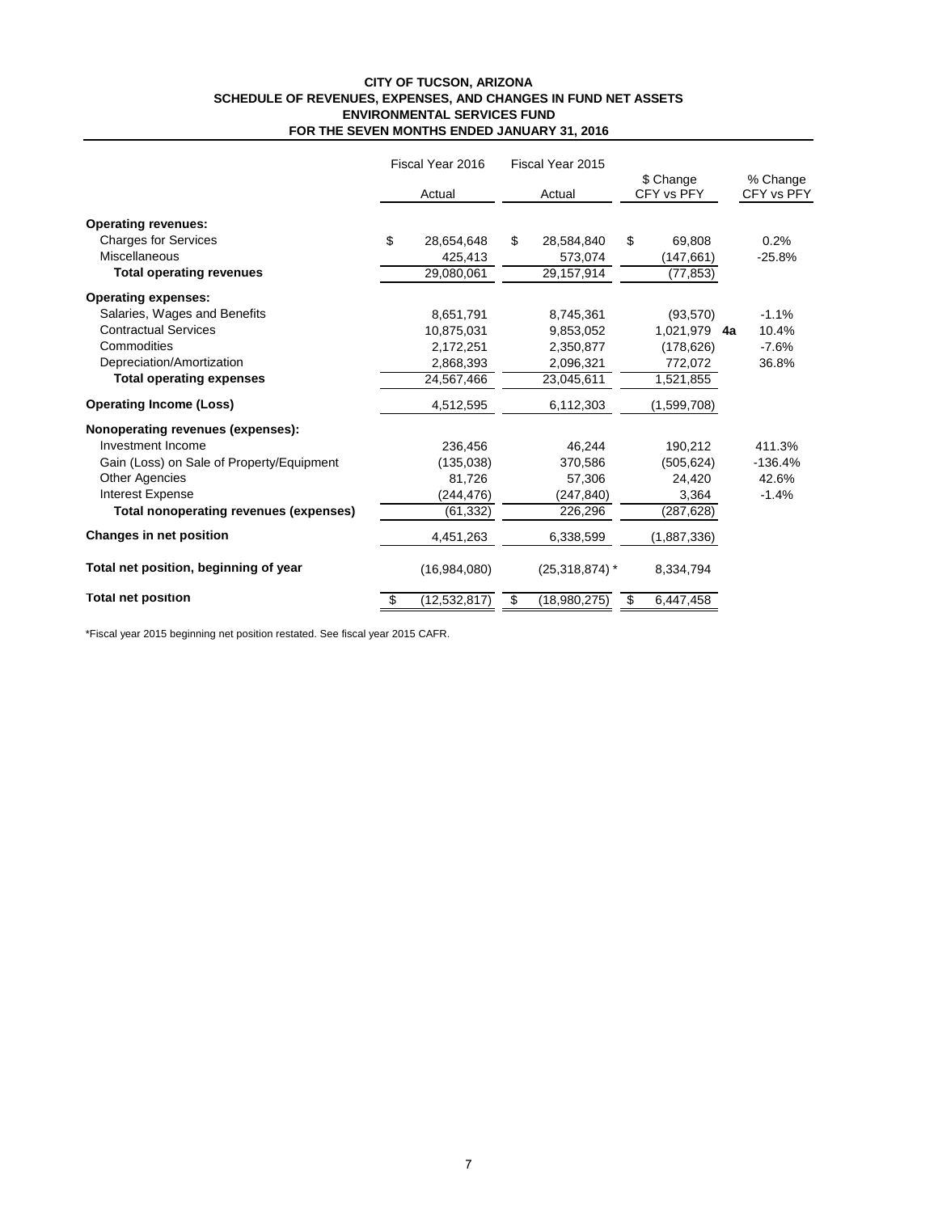**CITY OF TUCSON, ARIZONA**
**SCHEDULE OF REVENUES, EXPENSES, AND CHANGES IN FUND NET ASSETS**
**ENVIRONMENTAL SERVICES FUND**
**FOR THE SEVEN MONTHS ENDED JANUARY 31, 2016**

| | Fiscal Year 2016 Actual | Fiscal Year 2015 Actual | $ Change CFY vs PFY | | % Change CFY vs PFY |
|---|---|---|---|---|---|
| **Operating revenues:** | | | | | |
| Charges for Services | $ 28,654,648 | $ 28,584,840 | $ 69,808 | | 0.2% |
| Miscellaneous | 425,413 | 573,074 | (147,661) | | -25.8% |
| **Total operating revenues** | 29,080,061 | 29,157,914 | (77,853) | | |
| **Operating expenses:** | | | | | |
| Salaries, Wages and Benefits | 8,651,791 | 8,745,361 | (93,570) | | -1.1% |
| Contractual Services | 10,875,031 | 9,853,052 | 1,021,979 | **4a** | 10.4% |
| Commodities | 2,172,251 | 2,350,877 | (178,626) | | -7.6% |
| Depreciation/Amortization | 2,868,393 | 2,096,321 | 772,072 | | 36.8% |
| **Total operating expenses** | 24,567,466 | 23,045,611 | 1,521,855 | | |
| **Operating Income (Loss)** | 4,512,595 | 6,112,303 | (1,599,708) | | |
| **Nonoperating revenues (expenses):** | | | | | |
| Investment Income | 236,456 | 46,244 | 190,212 | | 411.3% |
| Gain (Loss) on Sale of Property/Equipment | (135,038) | 370,586 | (505,624) | | -136.4% |
| Other Agencies | 81,726 | 57,306 | 24,420 | | 42.6% |
| Interest Expense | (244,476) | (247,840) | 3,364 | | -1.4% |
| **Total nonoperating revenues (expenses)** | (61,332) | 226,296 | (287,628) | | |
| **Changes in net position** | 4,451,263 | 6,338,599 | (1,887,336) | | |
| **Total net position, beginning of year** | (16,984,080) | (25,318,874) * | 8,334,794 | | |
| **Total net position** | $ (12,532,817) | $ (18,980,275) | $ 6,447,458 | | |

*Fiscal year 2015 beginning net position restated. See fiscal year 2015 CAFR.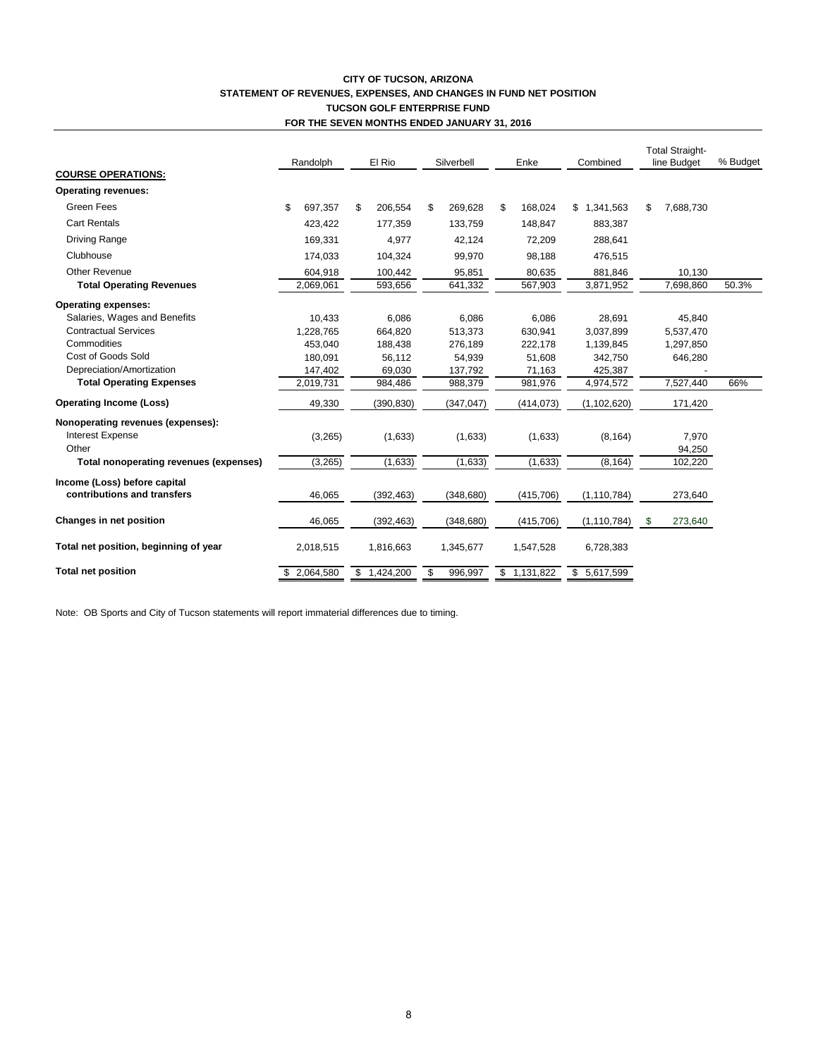**CITY OF TUCSON, ARIZONA**
**STATEMENT OF REVENUES, EXPENSES, AND CHANGES IN FUND NET POSITION**
**TUCSON GOLF ENTERPRISE FUND**
**FOR THE SEVEN MONTHS ENDED JANUARY 31, 2016**

| | Randolph | El Rio | Silverbell | Enke | Combined | Total Straight-line Budget | % Budget |
|---|---|---|---|---|---|---|---|
| **COURSE OPERATIONS:** | | | | | | | |
| **Operating revenues:** | | | | | | | |
| Green Fees | $ 697,357 | $ 206,554 | $ 269,628 | $ 168,024 | $ 1,341,563 | $ 7,688,730 | |
| Cart Rentals | 423,422 | 177,359 | 133,759 | 148,847 | 883,387 | | |
| Driving Range | 169,331 | 4,977 | 42,124 | 72,209 | 288,641 | | |
| Clubhouse | 174,033 | 104,324 | 99,970 | 98,188 | 476,515 | | |
| Other Revenue | 604,918 | 100,442 | 95,851 | 80,635 | 881,846 | 10,130 | |
| **Total Operating Revenues** | 2,069,061 | 593,656 | 641,332 | 567,903 | 3,871,952 | 7,698,860 | 50.3% |
| **Operating expenses:** | | | | | | | |
| Salaries, Wages and Benefits | 10,433 | 6,086 | 6,086 | 6,086 | 28,691 | 45,840 | |
| Contractual Services | 1,228,765 | 664,820 | 513,373 | 630,941 | 3,037,899 | 5,537,470 | |
| Commodities | 453,040 | 188,438 | 276,189 | 222,178 | 1,139,845 | 1,297,850 | |
| Cost of Goods Sold | 180,091 | 56,112 | 54,939 | 51,608 | 342,750 | 646,280 | |
| Depreciation/Amortization | 147,402 | 69,030 | 137,792 | 71,163 | 425,387 | - | |
| **Total Operating Expenses** | 2,019,731 | 984,486 | 988,379 | 981,976 | 4,974,572 | 7,527,440 | 66% |
| **Operating Income (Loss)** | 49,330 | (390,830) | (347,047) | (414,073) | (1,102,620) | 171,420 | |
| **Nonoperating revenues (expenses):** | | | | | | | |
| Interest Expense | (3,265) | (1,633) | (1,633) | (1,633) | (8,164) | 7,970 | |
| Other | | | | | | 94,250 | |
| **Total nonoperating revenues (expenses)** | (3,265) | (1,633) | (1,633) | (1,633) | (8,164) | 102,220 | |
| **Income (Loss) before capital contributions and transfers** | 46,065 | (392,463) | (348,680) | (415,706) | (1,110,784) | 273,640 | |
| **Changes in net position** | 46,065 | (392,463) | (348,680) | (415,706) | (1,110,784) | $ 273,640 | |
| **Total net position, beginning of year** | 2,018,515 | 1,816,663 | 1,345,677 | 1,547,528 | 6,728,383 | | |
| **Total net position** | $ 2,064,580 | $ 1,424,200 | $ 996,997 | $ 1,131,822 | $ 5,617,599 | | |

Note: OB Sports and City of Tucson statements will report immaterial differences due to timing.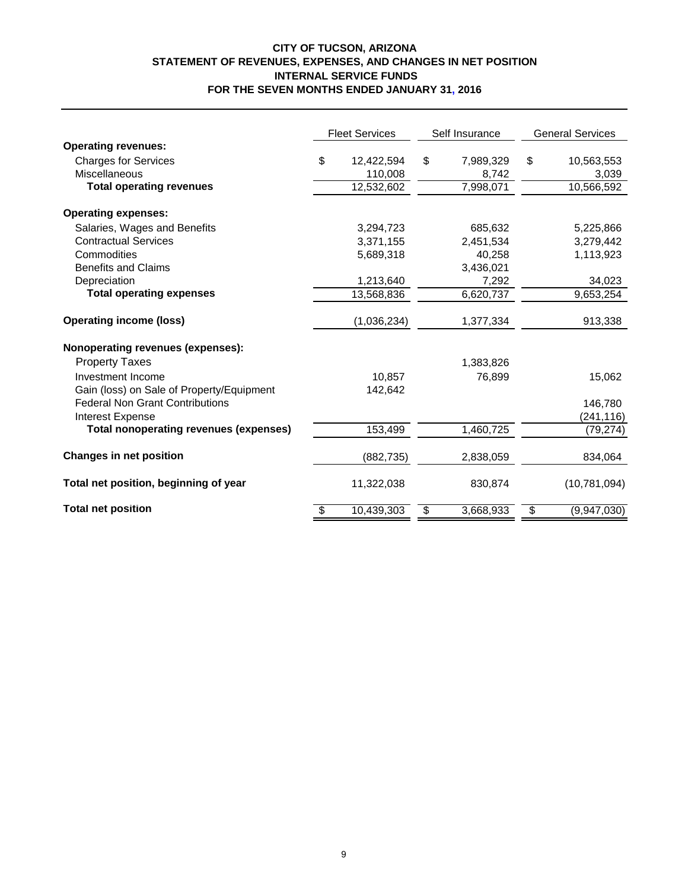# CITY OF TUCSON, ARIZONA
## STATEMENT OF REVENUES, EXPENSES, AND CHANGES IN NET POSITION
## INTERNAL SERVICE FUNDS
## FOR THE SEVEN MONTHS ENDED JANUARY 31, 2016

| | Fleet Services | Self Insurance | General Services |
|---|---|---|---|
| **Operating revenues:** | | | |
| Charges for Services | $ 12,422,594 | $ 7,989,329 | $ 10,563,553 |
| Miscellaneous | 110,008 | 8,742 | 3,039 |
| **Total operating revenues** | 12,532,602 | 7,998,071 | 10,566,592 |
| **Operating expenses:** | | | |
| Salaries, Wages and Benefits | 3,294,723 | 685,632 | 5,225,866 |
| Contractual Services | 3,371,155 | 2,451,534 | 3,279,442 |
| Commodities | 5,689,318 | 40,258 | 1,113,923 |
| Benefits and Claims | | 3,436,021 | |
| Depreciation | 1,213,640 | 7,292 | 34,023 |
| **Total operating expenses** | 13,568,836 | 6,620,737 | 9,653,254 |
| **Operating income (loss)** | (1,036,234) | 1,377,334 | 913,338 |
| **Nonoperating revenues (expenses):** | | | |
| Property Taxes | | 1,383,826 | |
| Investment Income | 10,857 | 76,899 | 15,062 |
| Gain (loss) on Sale of Property/Equipment | 142,642 | | |
| Federal Non Grant Contributions | | | 146,780 |
| Interest Expense | | | (241,116) |
| **Total nonoperating revenues (expenses)** | 153,499 | 1,460,725 | (79,274) |
| **Changes in net position** | (882,735) | 2,838,059 | 834,064 |
| **Total net position, beginning of year** | 11,322,038 | 830,874 | (10,781,094) |
| **Total net position** | $ 10,439,303 | $ 3,668,933 | $ (9,947,030) |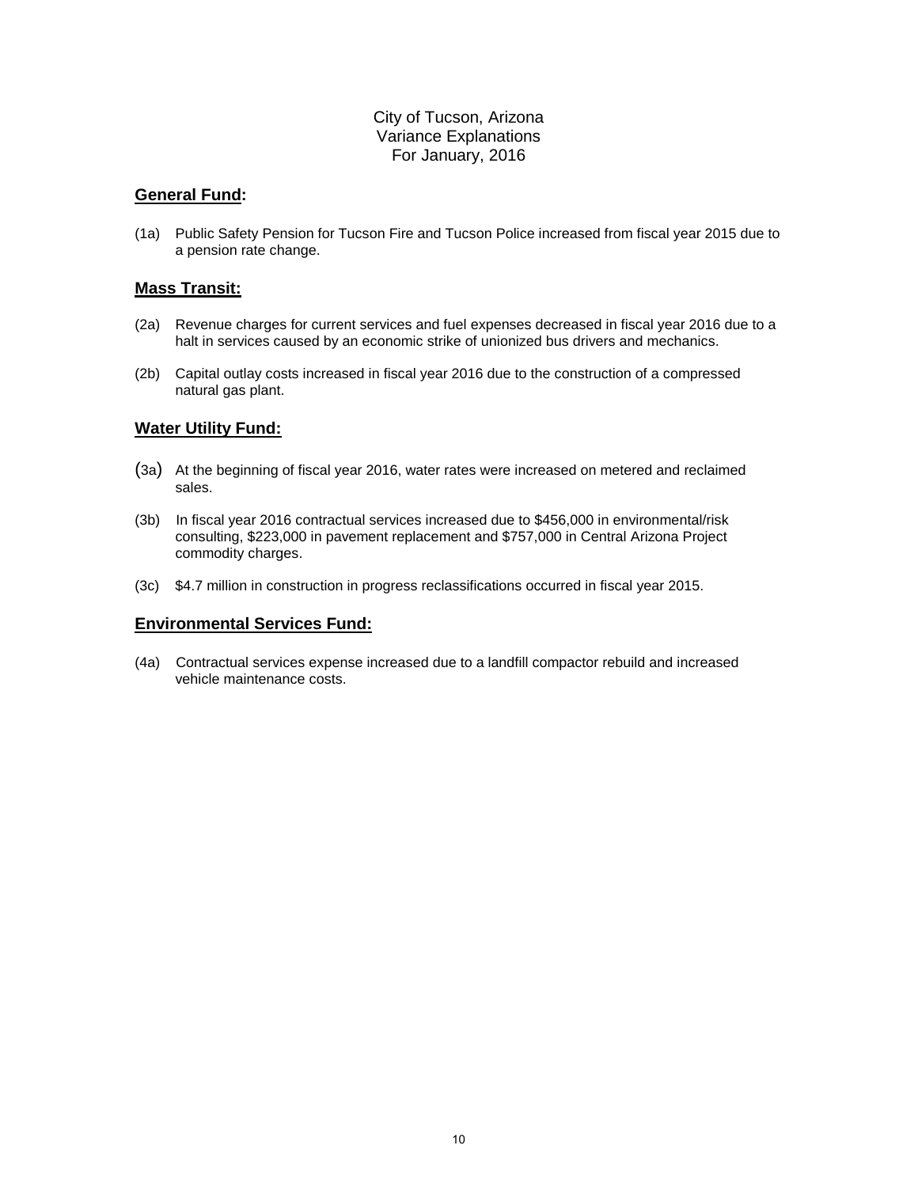City of Tucson, Arizona
Variance Explanations
For January, 2016

**General Fund:**

(1a) Public Safety Pension for Tucson Fire and Tucson Police increased from fiscal year 2015 due to a pension rate change.

**Mass Transit:**

(2a) Revenue charges for current services and fuel expenses decreased in fiscal year 2016 due to a halt in services caused by an economic strike of unionized bus drivers and mechanics.

(2b) Capital outlay costs increased in fiscal year 2016 due to the construction of a compressed natural gas plant.

**Water Utility Fund:**

(3a) At the beginning of fiscal year 2016, water rates were increased on metered and reclaimed sales.

(3b) In fiscal year 2016 contractual services increased due to $456,000 in environmental/risk consulting, $223,000 in pavement replacement and $757,000 in Central Arizona Project commodity charges.

(3c) $4.7 million in construction in progress reclassifications occurred in fiscal year 2015.

**Environmental Services Fund:**

(4a) Contractual services expense increased due to a landfill compactor rebuild and increased vehicle maintenance costs.